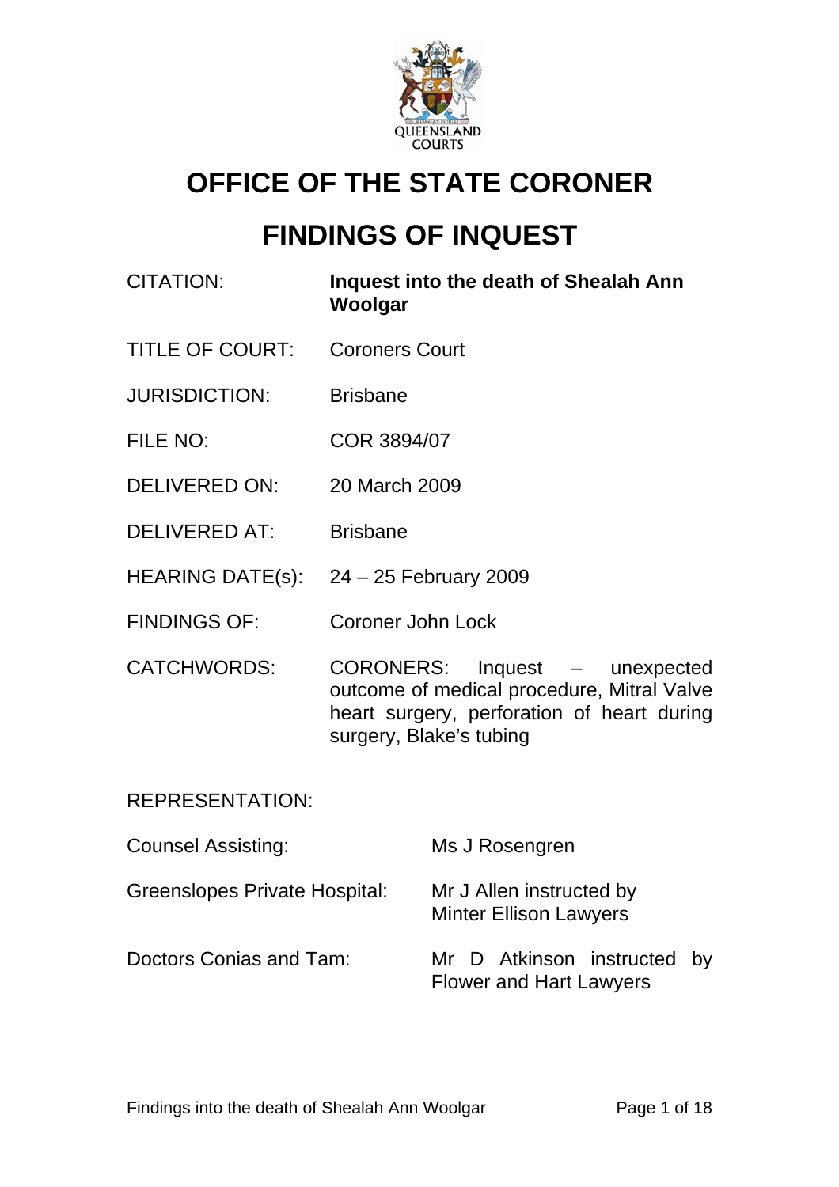# OFFICE OF THE STATE CORONER

# FINDINGS OF INQUEST

| | |
|---|---|
| CITATION: | **Inquest into the death of Shealah Ann Woolgar** |
| TITLE OF COURT: | Coroners Court |
| JURISDICTION: | Brisbane |
| FILE NO: | COR 3894/07 |
| DELIVERED ON: | 20 March 2009 |
| DELIVERED AT: | Brisbane |
| HEARING DATE(s): | 24 – 25 February 2009 |
| FINDINGS OF: | Coroner John Lock |
| CATCHWORDS: | CORONERS: Inquest – unexpected outcome of medical procedure, Mitral Valve heart surgery, perforation of heart during surgery, Blake's tubing |

REPRESENTATION:

| | |
|---|---|
| Counsel Assisting: | Ms J Rosengren |
| Greenslopes Private Hospital: | Mr J Allen instructed by Minter Ellison Lawyers |
| Doctors Conias and Tam: | Mr D Atkinson instructed by Flower and Hart Lawyers |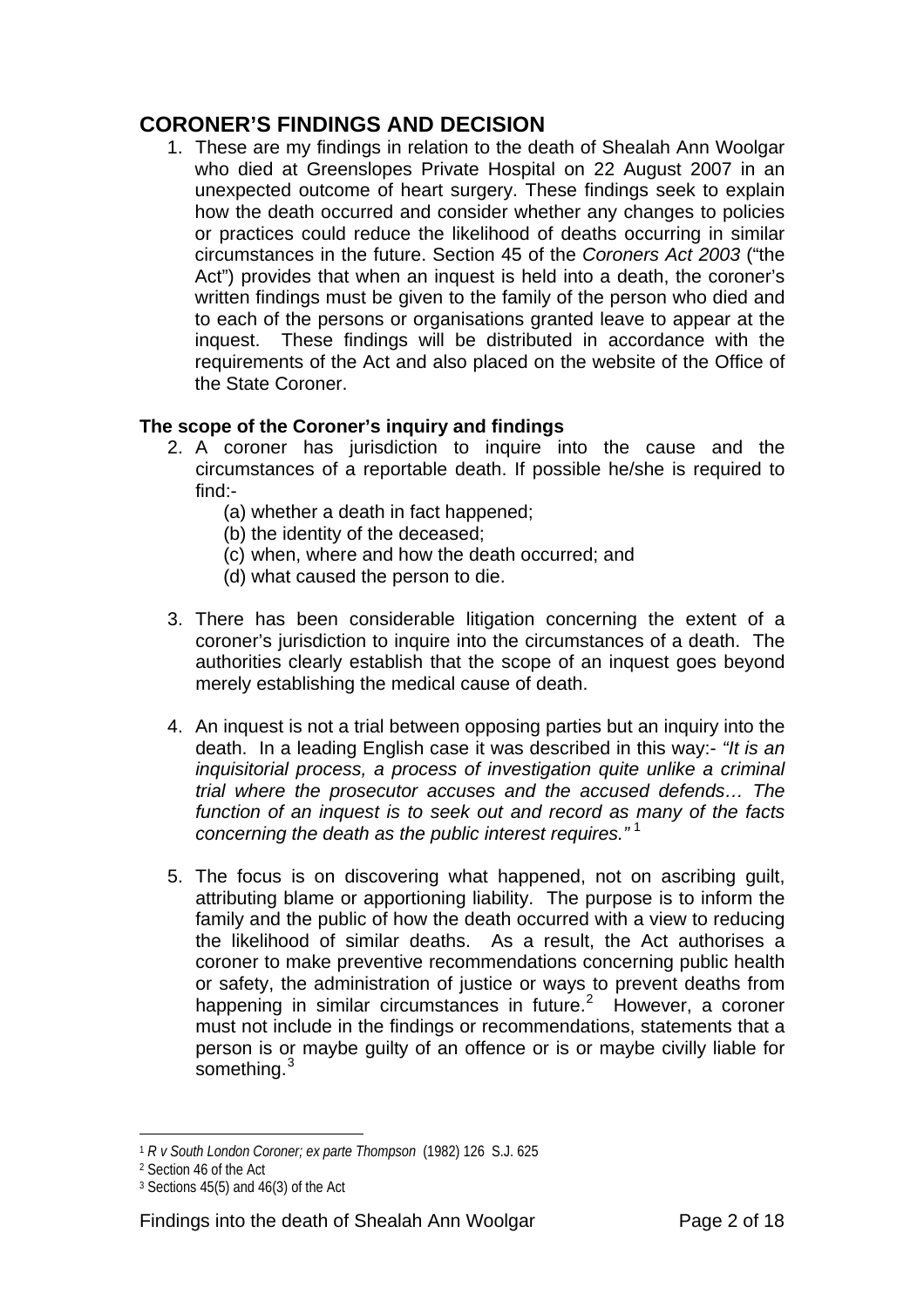## CORONER'S FINDINGS AND DECISION

1. These are my findings in relation to the death of Shealah Ann Woolgar who died at Greenslopes Private Hospital on 22 August 2007 in an unexpected outcome of heart surgery. These findings seek to explain how the death occurred and consider whether any changes to policies or practices could reduce the likelihood of deaths occurring in similar circumstances in the future. Section 45 of the *Coroners Act 2003* ("the Act") provides that when an inquest is held into a death, the coroner's written findings must be given to the family of the person who died and to each of the persons or organisations granted leave to appear at the inquest. These findings will be distributed in accordance with the requirements of the Act and also placed on the website of the Office of the State Coroner.

### The scope of the Coroner's inquiry and findings

2. A coroner has jurisdiction to inquire into the cause and the circumstances of a reportable death. If possible he/she is required to find:-
   (a) whether a death in fact happened;
   (b) the identity of the deceased;
   (c) when, where and how the death occurred; and
   (d) what caused the person to die.

3. There has been considerable litigation concerning the extent of a coroner's jurisdiction to inquire into the circumstances of a death. The authorities clearly establish that the scope of an inquest goes beyond merely establishing the medical cause of death.

4. An inquest is not a trial between opposing parties but an inquiry into the death. In a leading English case it was described in this way:- *"It is an inquisitorial process, a process of investigation quite unlike a criminal trial where the prosecutor accuses and the accused defends… The function of an inquest is to seek out and record as many of the facts concerning the death as the public interest requires."* [1]

5. The focus is on discovering what happened, not on ascribing guilt, attributing blame or apportioning liability. The purpose is to inform the family and the public of how the death occurred with a view to reducing the likelihood of similar deaths. As a result, the Act authorises a coroner to make preventive recommendations concerning public health or safety, the administration of justice or ways to prevent deaths from happening in similar circumstances in future.[2] However, a coroner must not include in the findings or recommendations, statements that a person is or maybe guilty of an offence or is or maybe civilly liable for something.[3]

---

[1] *R v South London Coroner; ex parte Thompson* (1982) 126 S.J. 625
[2] Section 46 of the Act
[3] Sections 45(5) and 46(3) of the Act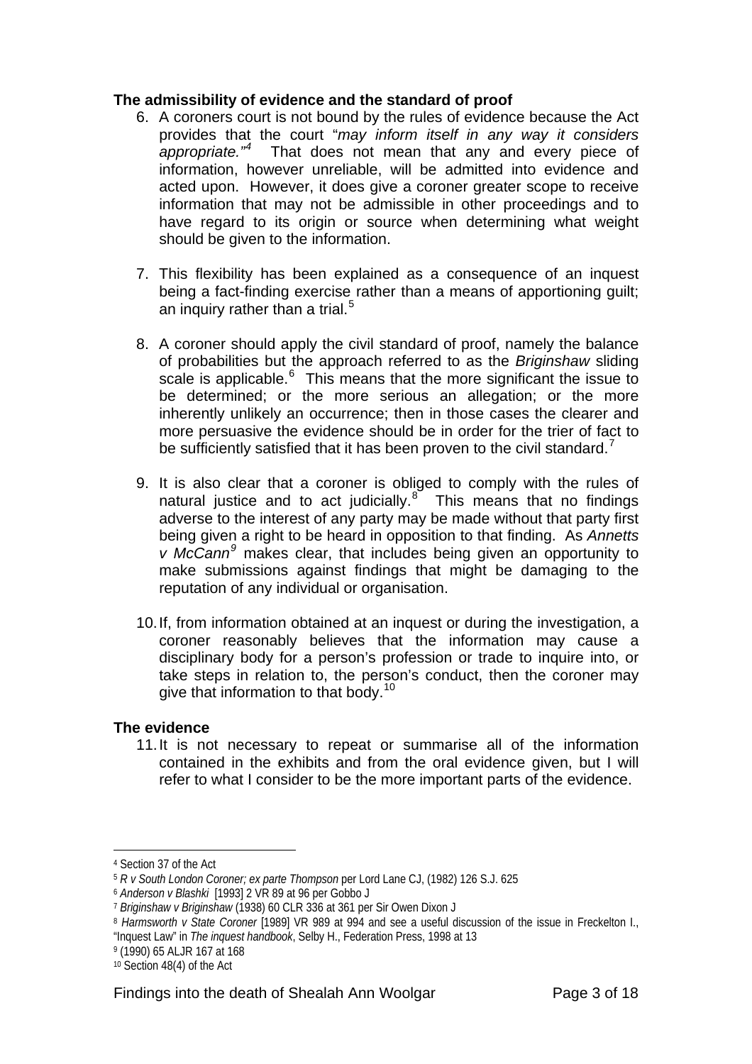**The admissibility of evidence and the standard of proof**

6. A coroners court is not bound by the rules of evidence because the Act provides that the court "*may inform itself in any way it considers appropriate."*[4] That does not mean that any and every piece of information, however unreliable, will be admitted into evidence and acted upon. However, it does give a coroner greater scope to receive information that may not be admissible in other proceedings and to have regard to its origin or source when determining what weight should be given to the information.

7. This flexibility has been explained as a consequence of an inquest being a fact-finding exercise rather than a means of apportioning guilt; an inquiry rather than a trial.[5]

8. A coroner should apply the civil standard of proof, namely the balance of probabilities but the approach referred to as the *Briginshaw* sliding scale is applicable.[6] This means that the more significant the issue to be determined; or the more serious an allegation; or the more inherently unlikely an occurrence; then in those cases the clearer and more persuasive the evidence should be in order for the trier of fact to be sufficiently satisfied that it has been proven to the civil standard.[7]

9. It is also clear that a coroner is obliged to comply with the rules of natural justice and to act judicially.[8] This means that no findings adverse to the interest of any party may be made without that party first being given a right to be heard in opposition to that finding. As *Annetts v McCann*[9] makes clear, that includes being given an opportunity to make submissions against findings that might be damaging to the reputation of any individual or organisation.

10. If, from information obtained at an inquest or during the investigation, a coroner reasonably believes that the information may cause a disciplinary body for a person's profession or trade to inquire into, or take steps in relation to, the person's conduct, then the coroner may give that information to that body.[10]

**The evidence**

11. It is not necessary to repeat or summarise all of the information contained in the exhibits and from the oral evidence given, but I will refer to what I consider to be the more important parts of the evidence.

---

[4] Section 37 of the Act

[5] *R v South London Coroner; ex parte Thompson* per Lord Lane CJ, (1982) 126 S.J. 625

[6] *Anderson v Blashki* [1993] 2 VR 89 at 96 per Gobbo J

[7] *Briginshaw v Briginshaw* (1938) 60 CLR 336 at 361 per Sir Owen Dixon J

[8] *Harmsworth v State Coroner* [1989] VR 989 at 994 and see a useful discussion of the issue in Freckelton I., "Inquest Law" in *The inquest handbook*, Selby H., Federation Press, 1998 at 13

[9] (1990) 65 ALJR 167 at 168

[10] Section 48(4) of the Act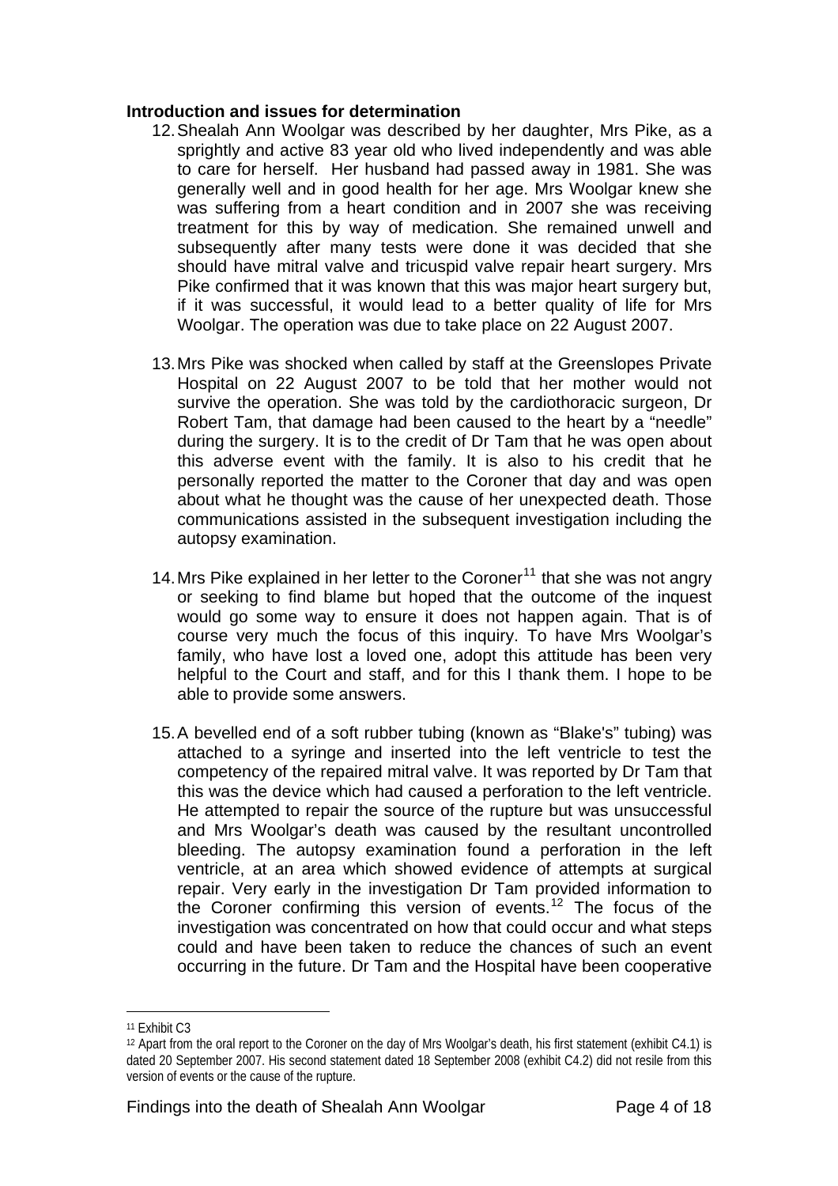**Introduction and issues for determination**

12. Shealah Ann Woolgar was described by her daughter, Mrs Pike, as a sprightly and active 83 year old who lived independently and was able to care for herself. Her husband had passed away in 1981. She was generally well and in good health for her age. Mrs Woolgar knew she was suffering from a heart condition and in 2007 she was receiving treatment for this by way of medication. She remained unwell and subsequently after many tests were done it was decided that she should have mitral valve and tricuspid valve repair heart surgery. Mrs Pike confirmed that it was known that this was major heart surgery but, if it was successful, it would lead to a better quality of life for Mrs Woolgar. The operation was due to take place on 22 August 2007.

13. Mrs Pike was shocked when called by staff at the Greenslopes Private Hospital on 22 August 2007 to be told that her mother would not survive the operation. She was told by the cardiothoracic surgeon, Dr Robert Tam, that damage had been caused to the heart by a "needle" during the surgery. It is to the credit of Dr Tam that he was open about this adverse event with the family. It is also to his credit that he personally reported the matter to the Coroner that day and was open about what he thought was the cause of her unexpected death. Those communications assisted in the subsequent investigation including the autopsy examination.

14. Mrs Pike explained in her letter to the Coroner[11] that she was not angry or seeking to find blame but hoped that the outcome of the inquest would go some way to ensure it does not happen again. That is of course very much the focus of this inquiry. To have Mrs Woolgar's family, who have lost a loved one, adopt this attitude has been very helpful to the Court and staff, and for this I thank them. I hope to be able to provide some answers.

15. A bevelled end of a soft rubber tubing (known as "Blake's" tubing) was attached to a syringe and inserted into the left ventricle to test the competency of the repaired mitral valve. It was reported by Dr Tam that this was the device which had caused a perforation to the left ventricle. He attempted to repair the source of the rupture but was unsuccessful and Mrs Woolgar's death was caused by the resultant uncontrolled bleeding. The autopsy examination found a perforation in the left ventricle, at an area which showed evidence of attempts at surgical repair. Very early in the investigation Dr Tam provided information to the Coroner confirming this version of events.[12] The focus of the investigation was concentrated on how that could occur and what steps could and have been taken to reduce the chances of such an event occurring in the future. Dr Tam and the Hospital have been cooperative

---

[11] Exhibit C3

[12] Apart from the oral report to the Coroner on the day of Mrs Woolgar's death, his first statement (exhibit C4.1) is dated 20 September 2007. His second statement dated 18 September 2008 (exhibit C4.2) did not resile from this version of events or the cause of the rupture.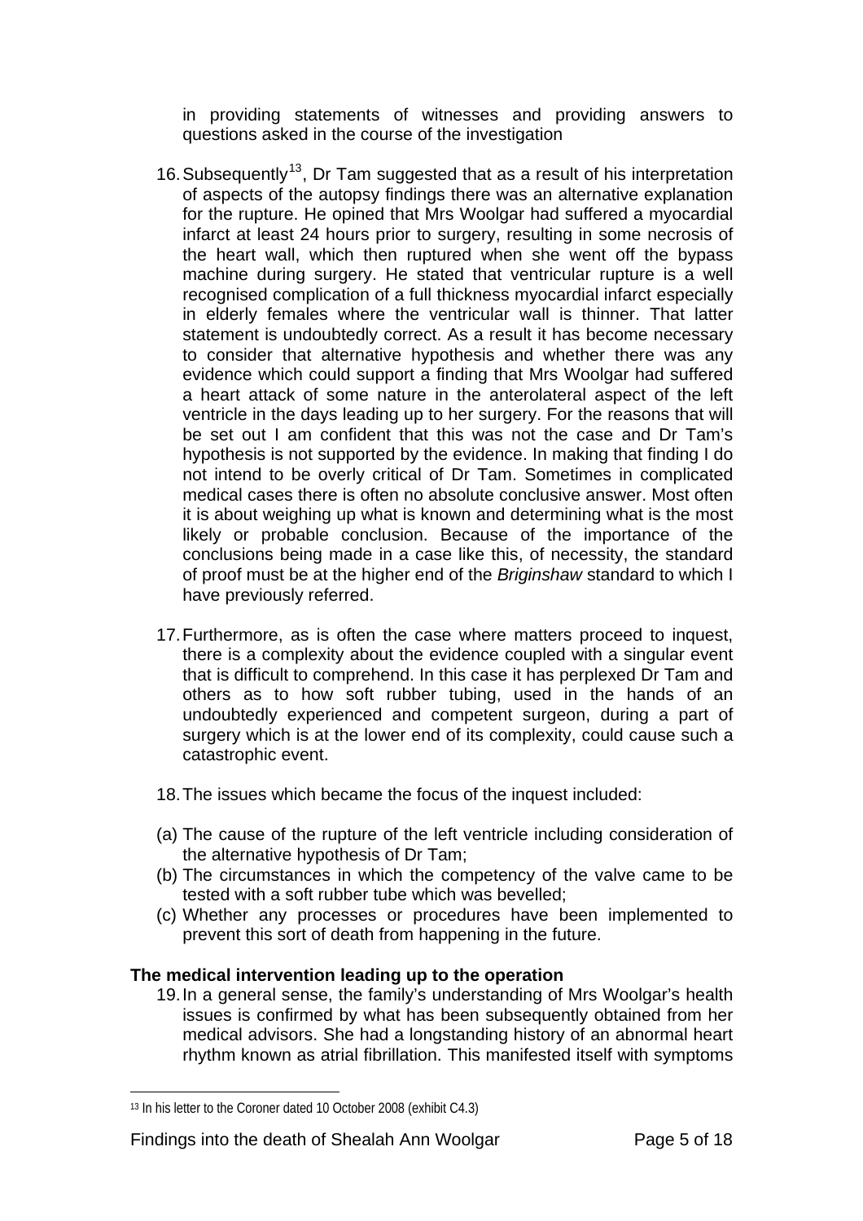in providing statements of witnesses and providing answers to questions asked in the course of the investigation

16. Subsequently[13], Dr Tam suggested that as a result of his interpretation of aspects of the autopsy findings there was an alternative explanation for the rupture. He opined that Mrs Woolgar had suffered a myocardial infarct at least 24 hours prior to surgery, resulting in some necrosis of the heart wall, which then ruptured when she went off the bypass machine during surgery. He stated that ventricular rupture is a well recognised complication of a full thickness myocardial infarct especially in elderly females where the ventricular wall is thinner. That latter statement is undoubtedly correct. As a result it has become necessary to consider that alternative hypothesis and whether there was any evidence which could support a finding that Mrs Woolgar had suffered a heart attack of some nature in the anterolateral aspect of the left ventricle in the days leading up to her surgery. For the reasons that will be set out I am confident that this was not the case and Dr Tam's hypothesis is not supported by the evidence. In making that finding I do not intend to be overly critical of Dr Tam. Sometimes in complicated medical cases there is often no absolute conclusive answer. Most often it is about weighing up what is known and determining what is the most likely or probable conclusion. Because of the importance of the conclusions being made in a case like this, of necessity, the standard of proof must be at the higher end of the *Briginshaw* standard to which I have previously referred.

17. Furthermore, as is often the case where matters proceed to inquest, there is a complexity about the evidence coupled with a singular event that is difficult to comprehend. In this case it has perplexed Dr Tam and others as to how soft rubber tubing, used in the hands of an undoubtedly experienced and competent surgeon, during a part of surgery which is at the lower end of its complexity, could cause such a catastrophic event.

18. The issues which became the focus of the inquest included:

(a) The cause of the rupture of the left ventricle including consideration of the alternative hypothesis of Dr Tam;
(b) The circumstances in which the competency of the valve came to be tested with a soft rubber tube which was bevelled;
(c) Whether any processes or procedures have been implemented to prevent this sort of death from happening in the future.

**The medical intervention leading up to the operation**

19. In a general sense, the family's understanding of Mrs Woolgar's health issues is confirmed by what has been subsequently obtained from her medical advisors. She had a longstanding history of an abnormal heart rhythm known as atrial fibrillation. This manifested itself with symptoms

[13] In his letter to the Coroner dated 10 October 2008 (exhibit C4.3)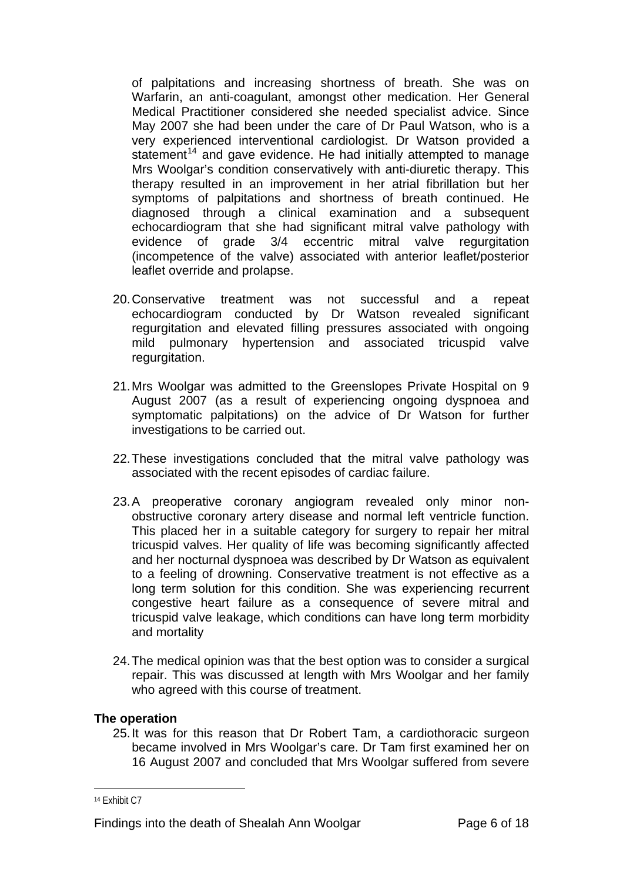of palpitations and increasing shortness of breath. She was on Warfarin, an anti-coagulant, amongst other medication. Her General Medical Practitioner considered she needed specialist advice. Since May 2007 she had been under the care of Dr Paul Watson, who is a very experienced interventional cardiologist. Dr Watson provided a statement[14] and gave evidence. He had initially attempted to manage Mrs Woolgar's condition conservatively with anti-diuretic therapy. This therapy resulted in an improvement in her atrial fibrillation but her symptoms of palpitations and shortness of breath continued. He diagnosed through a clinical examination and a subsequent echocardiogram that she had significant mitral valve pathology with evidence of grade 3/4 eccentric mitral valve regurgitation (incompetence of the valve) associated with anterior leaflet/posterior leaflet override and prolapse.

20. Conservative treatment was not successful and a repeat echocardiogram conducted by Dr Watson revealed significant regurgitation and elevated filling pressures associated with ongoing mild pulmonary hypertension and associated tricuspid valve regurgitation.

21. Mrs Woolgar was admitted to the Greenslopes Private Hospital on 9 August 2007 (as a result of experiencing ongoing dyspnoea and symptomatic palpitations) on the advice of Dr Watson for further investigations to be carried out.

22. These investigations concluded that the mitral valve pathology was associated with the recent episodes of cardiac failure.

23. A preoperative coronary angiogram revealed only minor non-obstructive coronary artery disease and normal left ventricle function. This placed her in a suitable category for surgery to repair her mitral tricuspid valves. Her quality of life was becoming significantly affected and her nocturnal dyspnoea was described by Dr Watson as equivalent to a feeling of drowning. Conservative treatment is not effective as a long term solution for this condition. She was experiencing recurrent congestive heart failure as a consequence of severe mitral and tricuspid valve leakage, which conditions can have long term morbidity and mortality

24. The medical opinion was that the best option was to consider a surgical repair. This was discussed at length with Mrs Woolgar and her family who agreed with this course of treatment.

**The operation**

25. It was for this reason that Dr Robert Tam, a cardiothoracic surgeon became involved in Mrs Woolgar's care. Dr Tam first examined her on 16 August 2007 and concluded that Mrs Woolgar suffered from severe

---

[14] Exhibit C7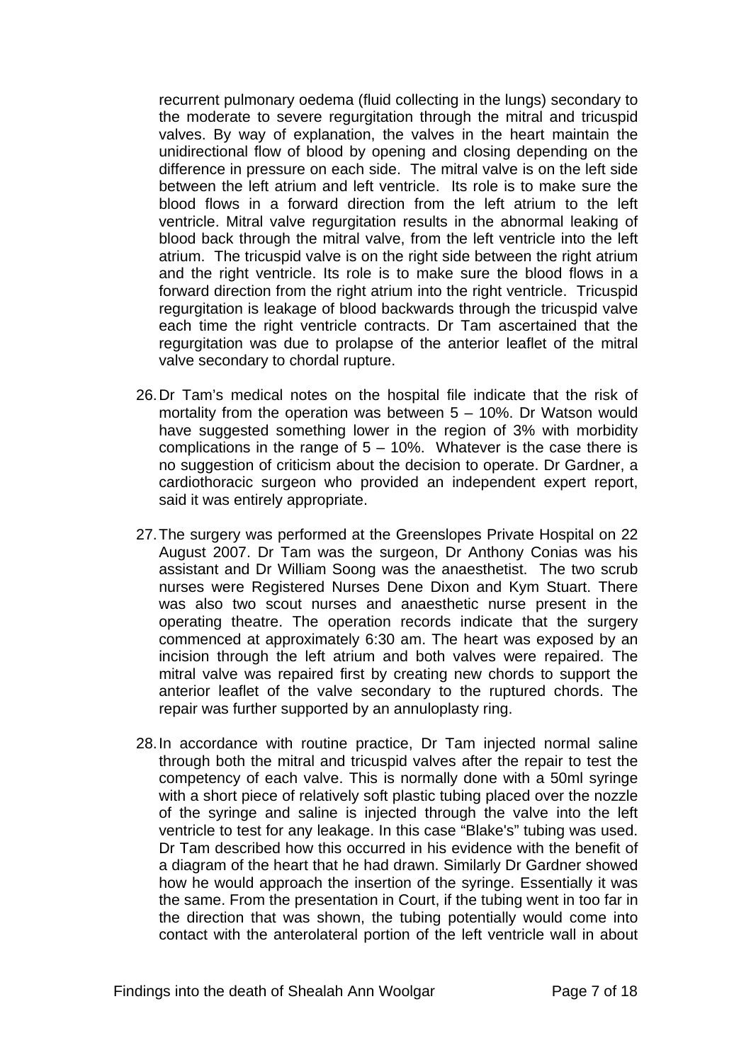recurrent pulmonary oedema (fluid collecting in the lungs) secondary to the moderate to severe regurgitation through the mitral and tricuspid valves. By way of explanation, the valves in the heart maintain the unidirectional flow of blood by opening and closing depending on the difference in pressure on each side. The mitral valve is on the left side between the left atrium and left ventricle. Its role is to make sure the blood flows in a forward direction from the left atrium to the left ventricle. Mitral valve regurgitation results in the abnormal leaking of blood back through the mitral valve, from the left ventricle into the left atrium. The tricuspid valve is on the right side between the right atrium and the right ventricle. Its role is to make sure the blood flows in a forward direction from the right atrium into the right ventricle. Tricuspid regurgitation is leakage of blood backwards through the tricuspid valve each time the right ventricle contracts. Dr Tam ascertained that the regurgitation was due to prolapse of the anterior leaflet of the mitral valve secondary to chordal rupture.

26. Dr Tam's medical notes on the hospital file indicate that the risk of mortality from the operation was between 5 – 10%. Dr Watson would have suggested something lower in the region of 3% with morbidity complications in the range of 5 – 10%. Whatever is the case there is no suggestion of criticism about the decision to operate. Dr Gardner, a cardiothoracic surgeon who provided an independent expert report, said it was entirely appropriate.

27. The surgery was performed at the Greenslopes Private Hospital on 22 August 2007. Dr Tam was the surgeon, Dr Anthony Conias was his assistant and Dr William Soong was the anaesthetist. The two scrub nurses were Registered Nurses Dene Dixon and Kym Stuart. There was also two scout nurses and anaesthetic nurse present in the operating theatre. The operation records indicate that the surgery commenced at approximately 6:30 am. The heart was exposed by an incision through the left atrium and both valves were repaired. The mitral valve was repaired first by creating new chords to support the anterior leaflet of the valve secondary to the ruptured chords. The repair was further supported by an annuloplasty ring.

28. In accordance with routine practice, Dr Tam injected normal saline through both the mitral and tricuspid valves after the repair to test the competency of each valve. This is normally done with a 50ml syringe with a short piece of relatively soft plastic tubing placed over the nozzle of the syringe and saline is injected through the valve into the left ventricle to test for any leakage. In this case "Blake's" tubing was used. Dr Tam described how this occurred in his evidence with the benefit of a diagram of the heart that he had drawn. Similarly Dr Gardner showed how he would approach the insertion of the syringe. Essentially it was the same. From the presentation in Court, if the tubing went in too far in the direction that was shown, the tubing potentially would come into contact with the anterolateral portion of the left ventricle wall in about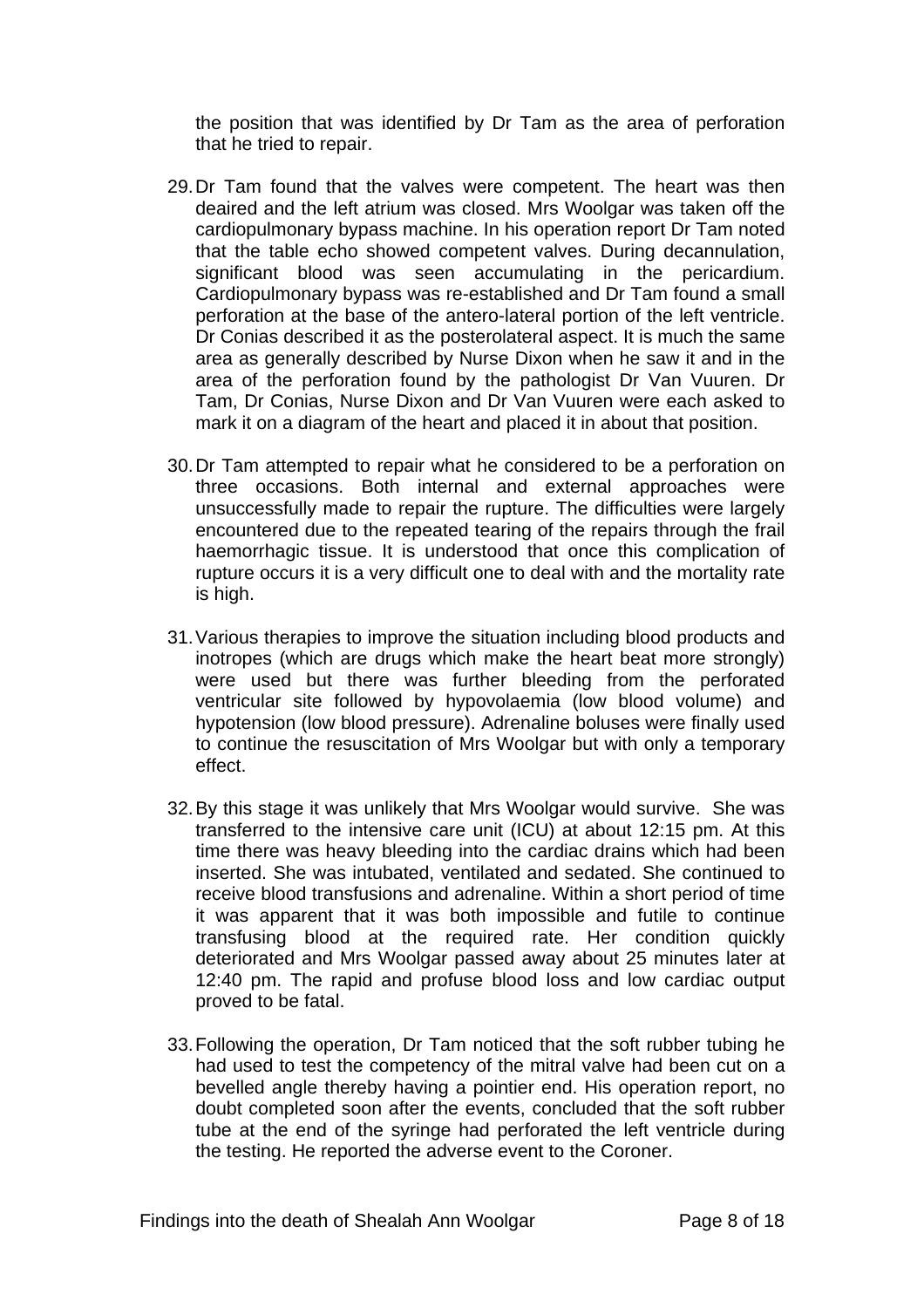the position that was identified by Dr Tam as the area of perforation that he tried to repair.

29. Dr Tam found that the valves were competent. The heart was then deaired and the left atrium was closed. Mrs Woolgar was taken off the cardiopulmonary bypass machine. In his operation report Dr Tam noted that the table echo showed competent valves. During decannulation, significant blood was seen accumulating in the pericardium. Cardiopulmonary bypass was re-established and Dr Tam found a small perforation at the base of the antero-lateral portion of the left ventricle. Dr Conias described it as the posterolateral aspect. It is much the same area as generally described by Nurse Dixon when he saw it and in the area of the perforation found by the pathologist Dr Van Vuuren. Dr Tam, Dr Conias, Nurse Dixon and Dr Van Vuuren were each asked to mark it on a diagram of the heart and placed it in about that position.

30. Dr Tam attempted to repair what he considered to be a perforation on three occasions. Both internal and external approaches were unsuccessfully made to repair the rupture. The difficulties were largely encountered due to the repeated tearing of the repairs through the frail haemorrhagic tissue. It is understood that once this complication of rupture occurs it is a very difficult one to deal with and the mortality rate is high.

31. Various therapies to improve the situation including blood products and inotropes (which are drugs which make the heart beat more strongly) were used but there was further bleeding from the perforated ventricular site followed by hypovolaemia (low blood volume) and hypotension (low blood pressure). Adrenaline boluses were finally used to continue the resuscitation of Mrs Woolgar but with only a temporary effect.

32. By this stage it was unlikely that Mrs Woolgar would survive. She was transferred to the intensive care unit (ICU) at about 12:15 pm. At this time there was heavy bleeding into the cardiac drains which had been inserted. She was intubated, ventilated and sedated. She continued to receive blood transfusions and adrenaline. Within a short period of time it was apparent that it was both impossible and futile to continue transfusing blood at the required rate. Her condition quickly deteriorated and Mrs Woolgar passed away about 25 minutes later at 12:40 pm. The rapid and profuse blood loss and low cardiac output proved to be fatal.

33. Following the operation, Dr Tam noticed that the soft rubber tubing he had used to test the competency of the mitral valve had been cut on a bevelled angle thereby having a pointier end. His operation report, no doubt completed soon after the events, concluded that the soft rubber tube at the end of the syringe had perforated the left ventricle during the testing. He reported the adverse event to the Coroner.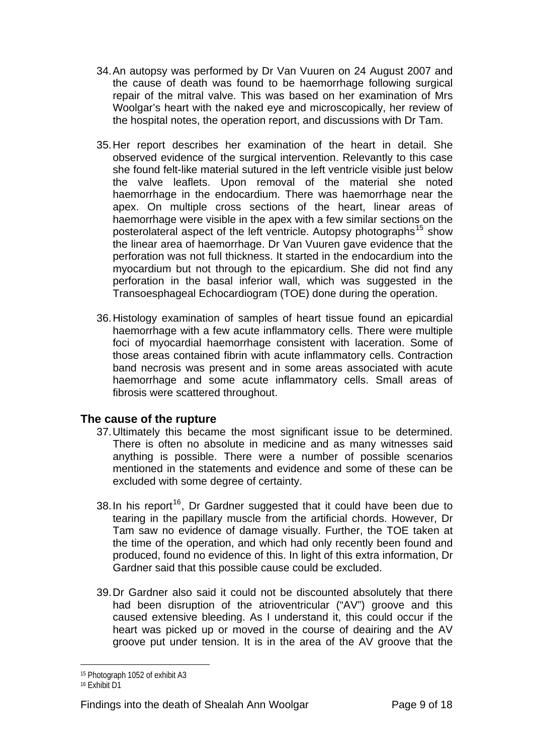34. An autopsy was performed by Dr Van Vuuren on 24 August 2007 and the cause of death was found to be haemorrhage following surgical repair of the mitral valve. This was based on her examination of Mrs Woolgar's heart with the naked eye and microscopically, her review of the hospital notes, the operation report, and discussions with Dr Tam.

35. Her report describes her examination of the heart in detail. She observed evidence of the surgical intervention. Relevantly to this case she found felt-like material sutured in the left ventricle visible just below the valve leaflets. Upon removal of the material she noted haemorrhage in the endocardium. There was haemorrhage near the apex. On multiple cross sections of the heart, linear areas of haemorrhage were visible in the apex with a few similar sections on the posterolateral aspect of the left ventricle. Autopsy photographs[15] show the linear area of haemorrhage. Dr Van Vuuren gave evidence that the perforation was not full thickness. It started in the endocardium into the myocardium but not through to the epicardium. She did not find any perforation in the basal inferior wall, which was suggested in the Transoesphageal Echocardiogram (TOE) done during the operation.

36. Histology examination of samples of heart tissue found an epicardial haemorrhage with a few acute inflammatory cells. There were multiple foci of myocardial haemorrhage consistent with laceration. Some of those areas contained fibrin with acute inflammatory cells. Contraction band necrosis was present and in some areas associated with acute haemorrhage and some acute inflammatory cells. Small areas of fibrosis were scattered throughout.

## The cause of the rupture

37. Ultimately this became the most significant issue to be determined. There is often no absolute in medicine and as many witnesses said anything is possible. There were a number of possible scenarios mentioned in the statements and evidence and some of these can be excluded with some degree of certainty.

38. In his report[16], Dr Gardner suggested that it could have been due to tearing in the papillary muscle from the artificial chords. However, Dr Tam saw no evidence of damage visually. Further, the TOE taken at the time of the operation, and which had only recently been found and produced, found no evidence of this. In light of this extra information, Dr Gardner said that this possible cause could be excluded.

39. Dr Gardner also said it could not be discounted absolutely that there had been disruption of the atrioventricular ("AV") groove and this caused extensive bleeding. As I understand it, this could occur if the heart was picked up or moved in the course of deairing and the AV groove put under tension. It is in the area of the AV groove that the

---

[15] Photograph 1052 of exhibit A3

[16] Exhibit D1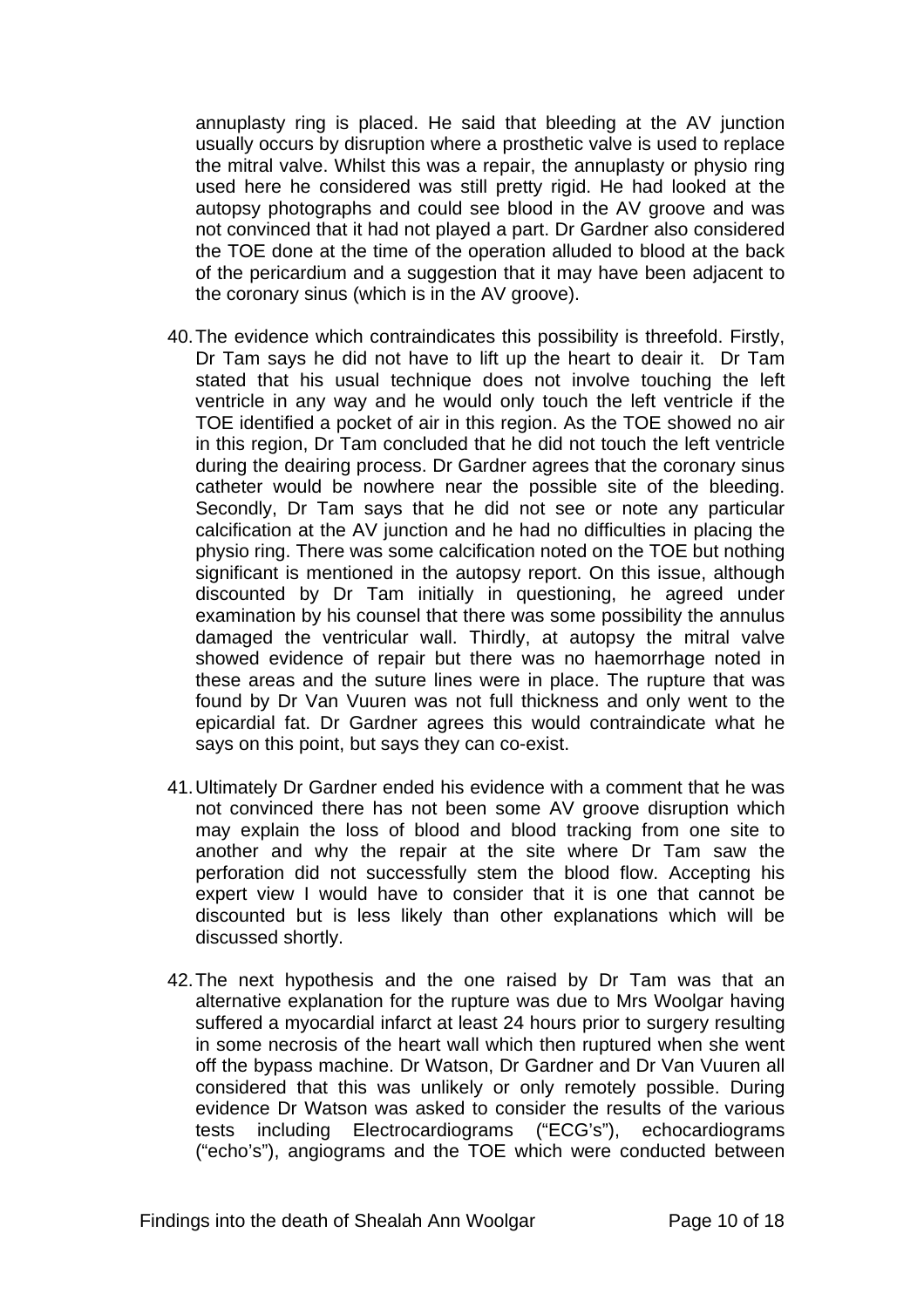annuplasty ring is placed. He said that bleeding at the AV junction usually occurs by disruption where a prosthetic valve is used to replace the mitral valve. Whilst this was a repair, the annuplasty or physio ring used here he considered was still pretty rigid. He had looked at the autopsy photographs and could see blood in the AV groove and was not convinced that it had not played a part. Dr Gardner also considered the TOE done at the time of the operation alluded to blood at the back of the pericardium and a suggestion that it may have been adjacent to the coronary sinus (which is in the AV groove).

40. The evidence which contraindicates this possibility is threefold. Firstly, Dr Tam says he did not have to lift up the heart to deair it. Dr Tam stated that his usual technique does not involve touching the left ventricle in any way and he would only touch the left ventricle if the TOE identified a pocket of air in this region. As the TOE showed no air in this region, Dr Tam concluded that he did not touch the left ventricle during the deairing process. Dr Gardner agrees that the coronary sinus catheter would be nowhere near the possible site of the bleeding. Secondly, Dr Tam says that he did not see or note any particular calcification at the AV junction and he had no difficulties in placing the physio ring. There was some calcification noted on the TOE but nothing significant is mentioned in the autopsy report. On this issue, although discounted by Dr Tam initially in questioning, he agreed under examination by his counsel that there was some possibility the annulus damaged the ventricular wall. Thirdly, at autopsy the mitral valve showed evidence of repair but there was no haemorrhage noted in these areas and the suture lines were in place. The rupture that was found by Dr Van Vuuren was not full thickness and only went to the epicardial fat. Dr Gardner agrees this would contraindicate what he says on this point, but says they can co-exist.

41. Ultimately Dr Gardner ended his evidence with a comment that he was not convinced there has not been some AV groove disruption which may explain the loss of blood and blood tracking from one site to another and why the repair at the site where Dr Tam saw the perforation did not successfully stem the blood flow. Accepting his expert view I would have to consider that it is one that cannot be discounted but is less likely than other explanations which will be discussed shortly.

42. The next hypothesis and the one raised by Dr Tam was that an alternative explanation for the rupture was due to Mrs Woolgar having suffered a myocardial infarct at least 24 hours prior to surgery resulting in some necrosis of the heart wall which then ruptured when she went off the bypass machine. Dr Watson, Dr Gardner and Dr Van Vuuren all considered that this was unlikely or only remotely possible. During evidence Dr Watson was asked to consider the results of the various tests including Electrocardiograms ("ECG's"), echocardiograms ("echo's"), angiograms and the TOE which were conducted between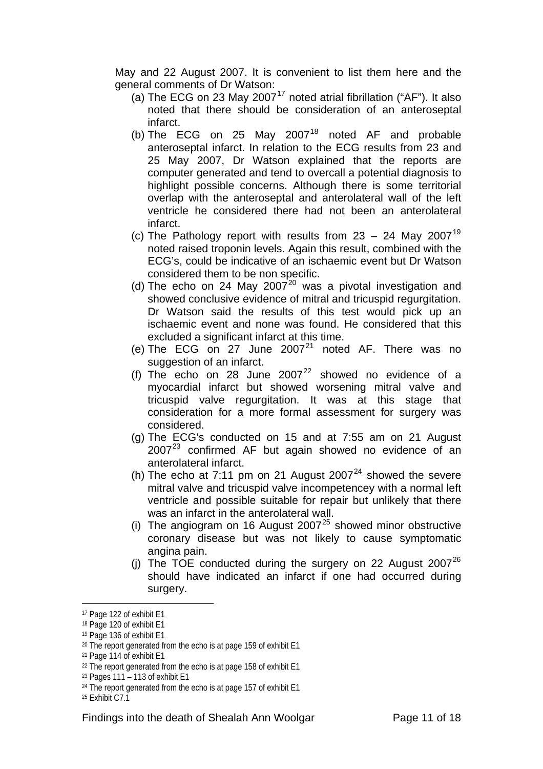May and 22 August 2007. It is convenient to list them here and the general comments of Dr Watson:

(a) The ECG on 23 May 2007[17] noted atrial fibrillation ("AF"). It also noted that there should be consideration of an anteroseptal infarct.

(b) The ECG on 25 May 2007[18] noted AF and probable anteroseptal infarct. In relation to the ECG results from 23 and 25 May 2007, Dr Watson explained that the reports are computer generated and tend to overcall a potential diagnosis to highlight possible concerns. Although there is some territorial overlap with the anteroseptal and anterolateral wall of the left ventricle he considered there had not been an anterolateral infarct.

(c) The Pathology report with results from 23 – 24 May 2007[19] noted raised troponin levels. Again this result, combined with the ECG's, could be indicative of an ischaemic event but Dr Watson considered them to be non specific.

(d) The echo on 24 May 2007[20] was a pivotal investigation and showed conclusive evidence of mitral and tricuspid regurgitation. Dr Watson said the results of this test would pick up an ischaemic event and none was found. He considered that this excluded a significant infarct at this time.

(e) The ECG on 27 June 2007[21] noted AF. There was no suggestion of an infarct.

(f) The echo on 28 June 2007[22] showed no evidence of a myocardial infarct but showed worsening mitral valve and tricuspid valve regurgitation. It was at this stage that consideration for a more formal assessment for surgery was considered.

(g) The ECG's conducted on 15 and at 7:55 am on 21 August 2007[23] confirmed AF but again showed no evidence of an anterolateral infarct.

(h) The echo at 7:11 pm on 21 August 2007[24] showed the severe mitral valve and tricuspid valve incompetencey with a normal left ventricle and possible suitable for repair but unlikely that there was an infarct in the anterolateral wall.

(i) The angiogram on 16 August 2007[25] showed minor obstructive coronary disease but was not likely to cause symptomatic angina pain.

(j) The TOE conducted during the surgery on 22 August 2007[26] should have indicated an infarct if one had occurred during surgery.

---

[17] Page 122 of exhibit E1

[18] Page 120 of exhibit E1

[19] Page 136 of exhibit E1

[20] The report generated from the echo is at page 159 of exhibit E1

[21] Page 114 of exhibit E1

[22] The report generated from the echo is at page 158 of exhibit E1

[23] Pages 111 – 113 of exhibit E1

[24] The report generated from the echo is at page 157 of exhibit E1

[25] Exhibit C7.1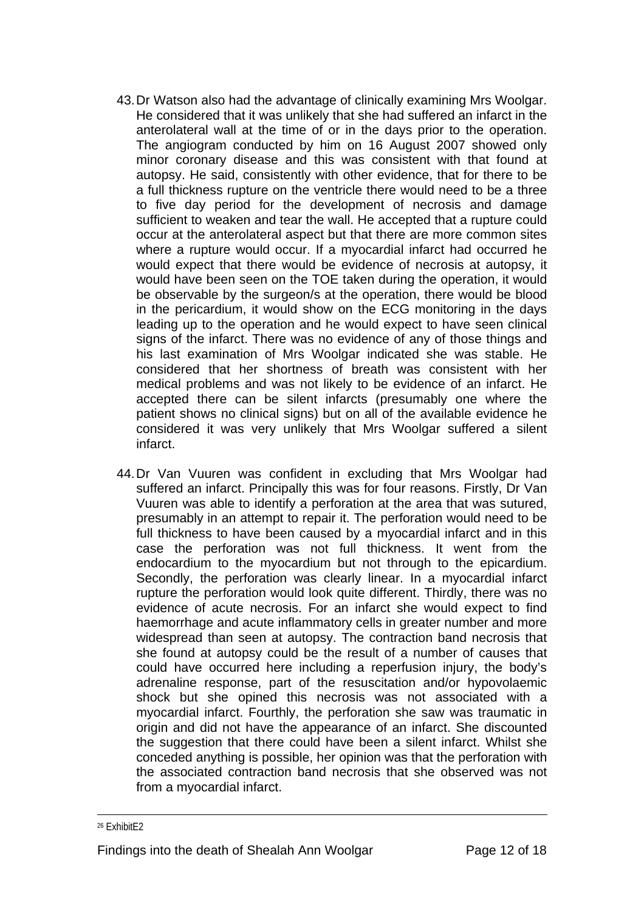43. Dr Watson also had the advantage of clinically examining Mrs Woolgar. He considered that it was unlikely that she had suffered an infarct in the anterolateral wall at the time of or in the days prior to the operation. The angiogram conducted by him on 16 August 2007 showed only minor coronary disease and this was consistent with that found at autopsy. He said, consistently with other evidence, that for there to be a full thickness rupture on the ventricle there would need to be a three to five day period for the development of necrosis and damage sufficient to weaken and tear the wall. He accepted that a rupture could occur at the anterolateral aspect but that there are more common sites where a rupture would occur. If a myocardial infarct had occurred he would expect that there would be evidence of necrosis at autopsy, it would have been seen on the TOE taken during the operation, it would be observable by the surgeon/s at the operation, there would be blood in the pericardium, it would show on the ECG monitoring in the days leading up to the operation and he would expect to have seen clinical signs of the infarct. There was no evidence of any of those things and his last examination of Mrs Woolgar indicated she was stable. He considered that her shortness of breath was consistent with her medical problems and was not likely to be evidence of an infarct. He accepted there can be silent infarcts (presumably one where the patient shows no clinical signs) but on all of the available evidence he considered it was very unlikely that Mrs Woolgar suffered a silent infarct.

44. Dr Van Vuuren was confident in excluding that Mrs Woolgar had suffered an infarct. Principally this was for four reasons. Firstly, Dr Van Vuuren was able to identify a perforation at the area that was sutured, presumably in an attempt to repair it. The perforation would need to be full thickness to have been caused by a myocardial infarct and in this case the perforation was not full thickness. It went from the endocardium to the myocardium but not through to the epicardium. Secondly, the perforation was clearly linear. In a myocardial infarct rupture the perforation would look quite different. Thirdly, there was no evidence of acute necrosis. For an infarct she would expect to find haemorrhage and acute inflammatory cells in greater number and more widespread than seen at autopsy. The contraction band necrosis that she found at autopsy could be the result of a number of causes that could have occurred here including a reperfusion injury, the body's adrenaline response, part of the resuscitation and/or hypovolaemic shock but she opined this necrosis was not associated with a myocardial infarct. Fourthly, the perforation she saw was traumatic in origin and did not have the appearance of an infarct. She discounted the suggestion that there could have been a silent infarct. Whilst she conceded anything is possible, her opinion was that the perforation with the associated contraction band necrosis that she observed was not from a myocardial infarct.

[26] ExhibitE2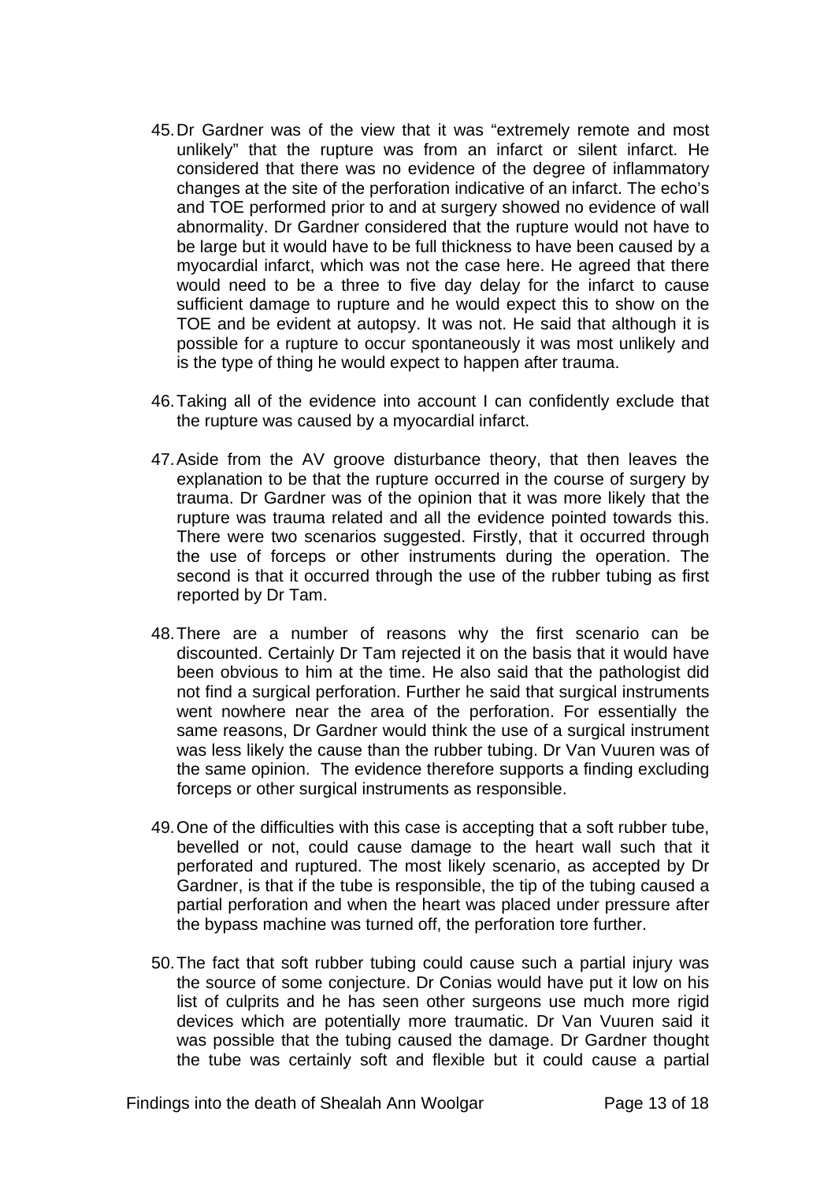45. Dr Gardner was of the view that it was "extremely remote and most unlikely" that the rupture was from an infarct or silent infarct. He considered that there was no evidence of the degree of inflammatory changes at the site of the perforation indicative of an infarct. The echo's and TOE performed prior to and at surgery showed no evidence of wall abnormality. Dr Gardner considered that the rupture would not have to be large but it would have to be full thickness to have been caused by a myocardial infarct, which was not the case here. He agreed that there would need to be a three to five day delay for the infarct to cause sufficient damage to rupture and he would expect this to show on the TOE and be evident at autopsy. It was not. He said that although it is possible for a rupture to occur spontaneously it was most unlikely and is the type of thing he would expect to happen after trauma.

46. Taking all of the evidence into account I can confidently exclude that the rupture was caused by a myocardial infarct.

47. Aside from the AV groove disturbance theory, that then leaves the explanation to be that the rupture occurred in the course of surgery by trauma. Dr Gardner was of the opinion that it was more likely that the rupture was trauma related and all the evidence pointed towards this. There were two scenarios suggested. Firstly, that it occurred through the use of forceps or other instruments during the operation. The second is that it occurred through the use of the rubber tubing as first reported by Dr Tam.

48. There are a number of reasons why the first scenario can be discounted. Certainly Dr Tam rejected it on the basis that it would have been obvious to him at the time. He also said that the pathologist did not find a surgical perforation. Further he said that surgical instruments went nowhere near the area of the perforation. For essentially the same reasons, Dr Gardner would think the use of a surgical instrument was less likely the cause than the rubber tubing. Dr Van Vuuren was of the same opinion. The evidence therefore supports a finding excluding forceps or other surgical instruments as responsible.

49. One of the difficulties with this case is accepting that a soft rubber tube, bevelled or not, could cause damage to the heart wall such that it perforated and ruptured. The most likely scenario, as accepted by Dr Gardner, is that if the tube is responsible, the tip of the tubing caused a partial perforation and when the heart was placed under pressure after the bypass machine was turned off, the perforation tore further.

50. The fact that soft rubber tubing could cause such a partial injury was the source of some conjecture. Dr Conias would have put it low on his list of culprits and he has seen other surgeons use much more rigid devices which are potentially more traumatic. Dr Van Vuuren said it was possible that the tubing caused the damage. Dr Gardner thought the tube was certainly soft and flexible but it could cause a partial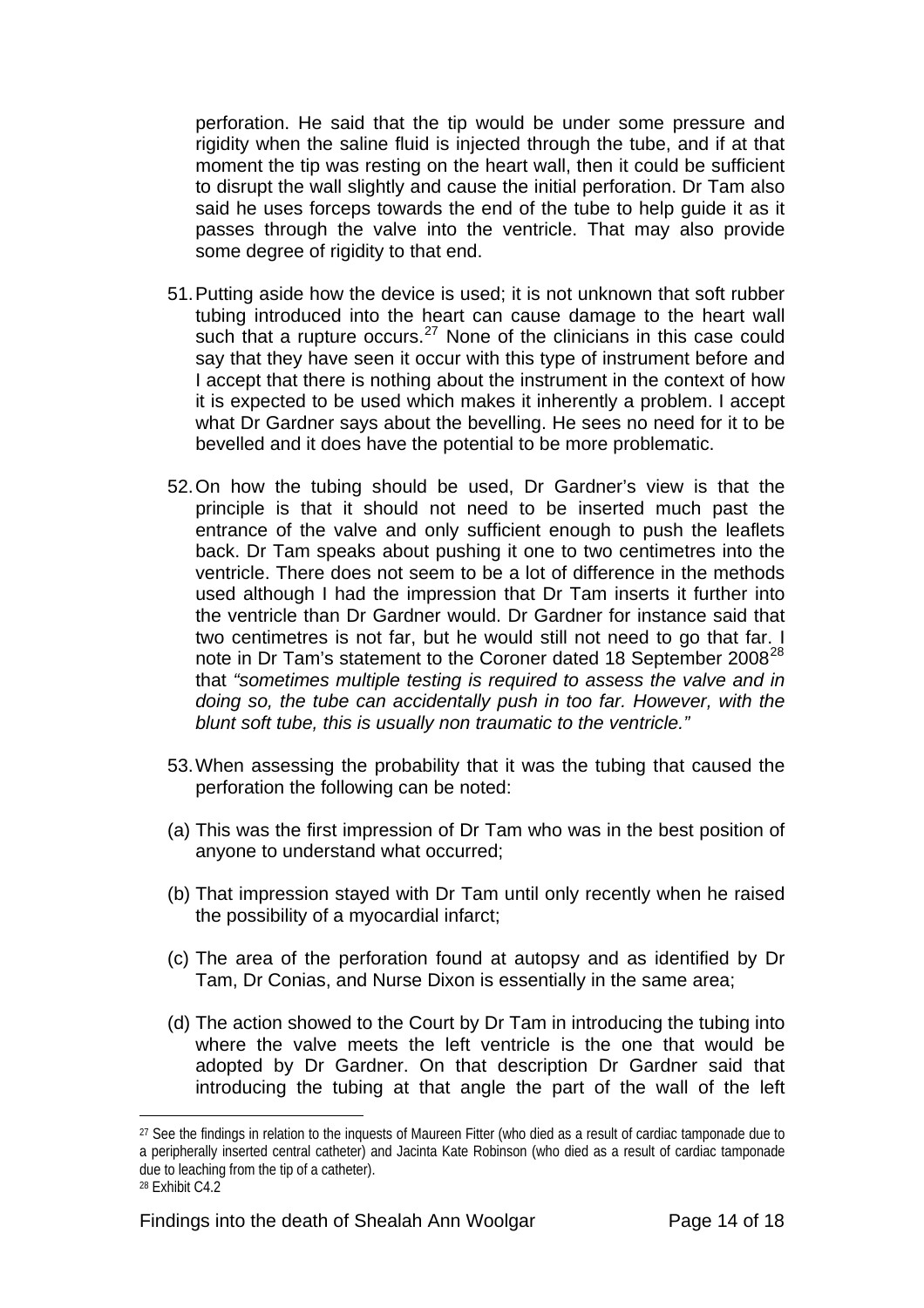perforation. He said that the tip would be under some pressure and rigidity when the saline fluid is injected through the tube, and if at that moment the tip was resting on the heart wall, then it could be sufficient to disrupt the wall slightly and cause the initial perforation. Dr Tam also said he uses forceps towards the end of the tube to help guide it as it passes through the valve into the ventricle. That may also provide some degree of rigidity to that end.

51. Putting aside how the device is used; it is not unknown that soft rubber tubing introduced into the heart can cause damage to the heart wall such that a rupture occurs.[27] None of the clinicians in this case could say that they have seen it occur with this type of instrument before and I accept that there is nothing about the instrument in the context of how it is expected to be used which makes it inherently a problem. I accept what Dr Gardner says about the bevelling. He sees no need for it to be bevelled and it does have the potential to be more problematic.

52. On how the tubing should be used, Dr Gardner's view is that the principle is that it should not need to be inserted much past the entrance of the valve and only sufficient enough to push the leaflets back. Dr Tam speaks about pushing it one to two centimetres into the ventricle. There does not seem to be a lot of difference in the methods used although I had the impression that Dr Tam inserts it further into the ventricle than Dr Gardner would. Dr Gardner for instance said that two centimetres is not far, but he would still not need to go that far. I note in Dr Tam's statement to the Coroner dated 18 September 2008[28] that *"sometimes multiple testing is required to assess the valve and in doing so, the tube can accidentally push in too far. However, with the blunt soft tube, this is usually non traumatic to the ventricle."*

53. When assessing the probability that it was the tubing that caused the perforation the following can be noted:

(a) This was the first impression of Dr Tam who was in the best position of anyone to understand what occurred;

(b) That impression stayed with Dr Tam until only recently when he raised the possibility of a myocardial infarct;

(c) The area of the perforation found at autopsy and as identified by Dr Tam, Dr Conias, and Nurse Dixon is essentially in the same area;

(d) The action showed to the Court by Dr Tam in introducing the tubing into where the valve meets the left ventricle is the one that would be adopted by Dr Gardner. On that description Dr Gardner said that introducing the tubing at that angle the part of the wall of the left

---

[27] See the findings in relation to the inquests of Maureen Fitter (who died as a result of cardiac tamponade due to a peripherally inserted central catheter) and Jacinta Kate Robinson (who died as a result of cardiac tamponade due to leaching from the tip of a catheter).

[28] Exhibit C4.2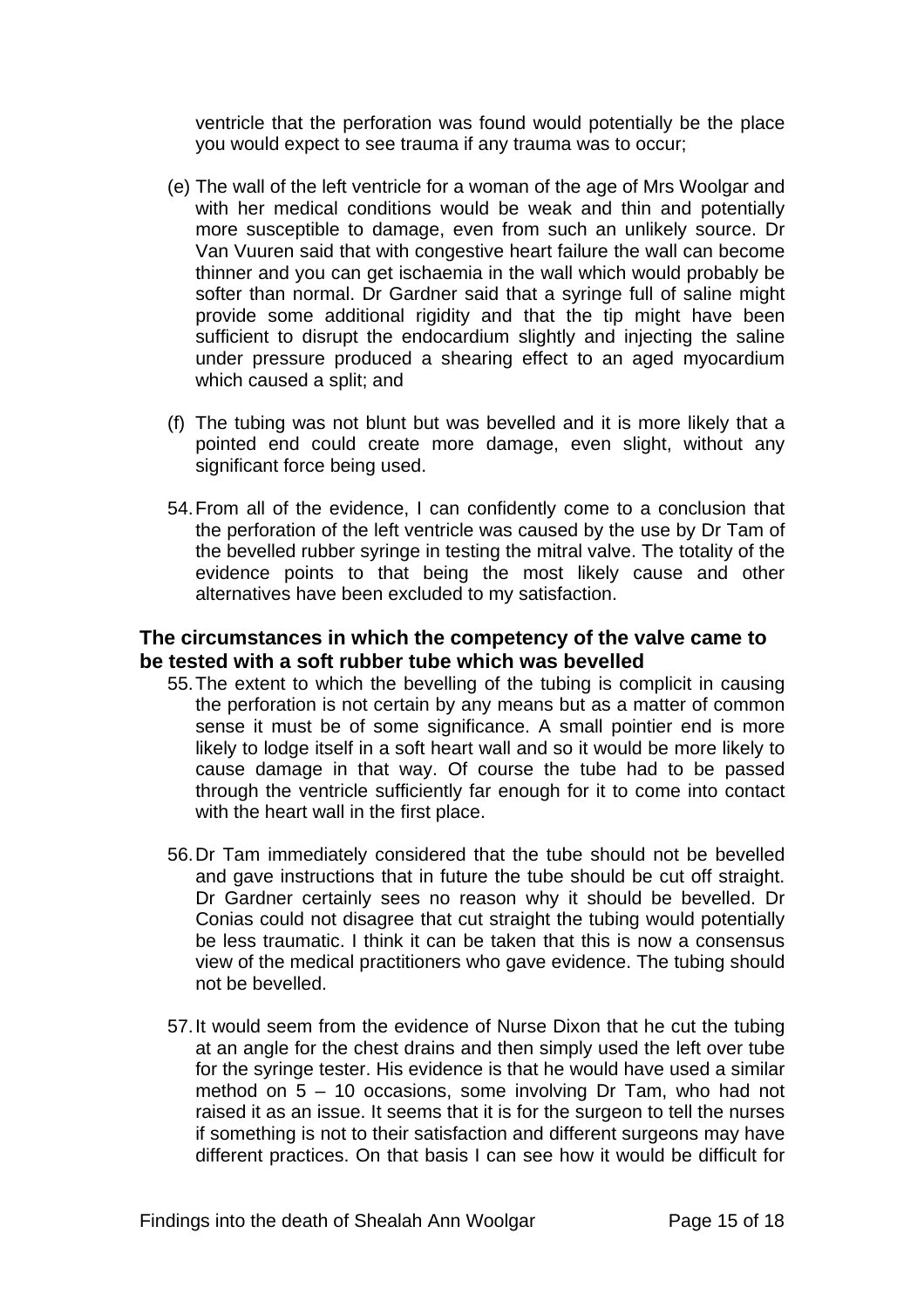ventricle that the perforation was found would potentially be the place you would expect to see trauma if any trauma was to occur;

(e) The wall of the left ventricle for a woman of the age of Mrs Woolgar and with her medical conditions would be weak and thin and potentially more susceptible to damage, even from such an unlikely source. Dr Van Vuuren said that with congestive heart failure the wall can become thinner and you can get ischaemia in the wall which would probably be softer than normal. Dr Gardner said that a syringe full of saline might provide some additional rigidity and that the tip might have been sufficient to disrupt the endocardium slightly and injecting the saline under pressure produced a shearing effect to an aged myocardium which caused a split; and

(f) The tubing was not blunt but was bevelled and it is more likely that a pointed end could create more damage, even slight, without any significant force being used.

54. From all of the evidence, I can confidently come to a conclusion that the perforation of the left ventricle was caused by the use by Dr Tam of the bevelled rubber syringe in testing the mitral valve. The totality of the evidence points to that being the most likely cause and other alternatives have been excluded to my satisfaction.

## The circumstances in which the competency of the valve came to be tested with a soft rubber tube which was bevelled

55. The extent to which the bevelling of the tubing is complicit in causing the perforation is not certain by any means but as a matter of common sense it must be of some significance. A small pointier end is more likely to lodge itself in a soft heart wall and so it would be more likely to cause damage in that way. Of course the tube had to be passed through the ventricle sufficiently far enough for it to come into contact with the heart wall in the first place.

56. Dr Tam immediately considered that the tube should not be bevelled and gave instructions that in future the tube should be cut off straight. Dr Gardner certainly sees no reason why it should be bevelled. Dr Conias could not disagree that cut straight the tubing would potentially be less traumatic. I think it can be taken that this is now a consensus view of the medical practitioners who gave evidence. The tubing should not be bevelled.

57. It would seem from the evidence of Nurse Dixon that he cut the tubing at an angle for the chest drains and then simply used the left over tube for the syringe tester. His evidence is that he would have used a similar method on 5 – 10 occasions, some involving Dr Tam, who had not raised it as an issue. It seems that it is for the surgeon to tell the nurses if something is not to their satisfaction and different surgeons may have different practices. On that basis I can see how it would be difficult for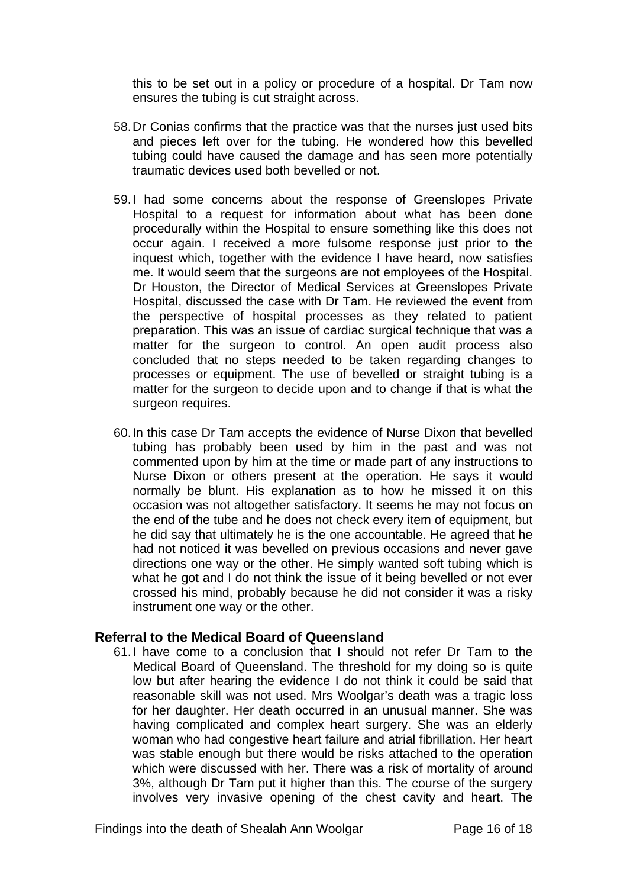this to be set out in a policy or procedure of a hospital. Dr Tam now ensures the tubing is cut straight across.

58. Dr Conias confirms that the practice was that the nurses just used bits and pieces left over for the tubing. He wondered how this bevelled tubing could have caused the damage and has seen more potentially traumatic devices used both bevelled or not.

59. I had some concerns about the response of Greenslopes Private Hospital to a request for information about what has been done procedurally within the Hospital to ensure something like this does not occur again. I received a more fulsome response just prior to the inquest which, together with the evidence I have heard, now satisfies me. It would seem that the surgeons are not employees of the Hospital. Dr Houston, the Director of Medical Services at Greenslopes Private Hospital, discussed the case with Dr Tam. He reviewed the event from the perspective of hospital processes as they related to patient preparation. This was an issue of cardiac surgical technique that was a matter for the surgeon to control. An open audit process also concluded that no steps needed to be taken regarding changes to processes or equipment. The use of bevelled or straight tubing is a matter for the surgeon to decide upon and to change if that is what the surgeon requires.

60. In this case Dr Tam accepts the evidence of Nurse Dixon that bevelled tubing has probably been used by him in the past and was not commented upon by him at the time or made part of any instructions to Nurse Dixon or others present at the operation. He says it would normally be blunt. His explanation as to how he missed it on this occasion was not altogether satisfactory. It seems he may not focus on the end of the tube and he does not check every item of equipment, but he did say that ultimately he is the one accountable. He agreed that he had not noticed it was bevelled on previous occasions and never gave directions one way or the other. He simply wanted soft tubing which is what he got and I do not think the issue of it being bevelled or not ever crossed his mind, probably because he did not consider it was a risky instrument one way or the other.

## Referral to the Medical Board of Queensland

61. I have come to a conclusion that I should not refer Dr Tam to the Medical Board of Queensland. The threshold for my doing so is quite low but after hearing the evidence I do not think it could be said that reasonable skill was not used. Mrs Woolgar's death was a tragic loss for her daughter. Her death occurred in an unusual manner. She was having complicated and complex heart surgery. She was an elderly woman who had congestive heart failure and atrial fibrillation. Her heart was stable enough but there would be risks attached to the operation which were discussed with her. There was a risk of mortality of around 3%, although Dr Tam put it higher than this. The course of the surgery involves very invasive opening of the chest cavity and heart. The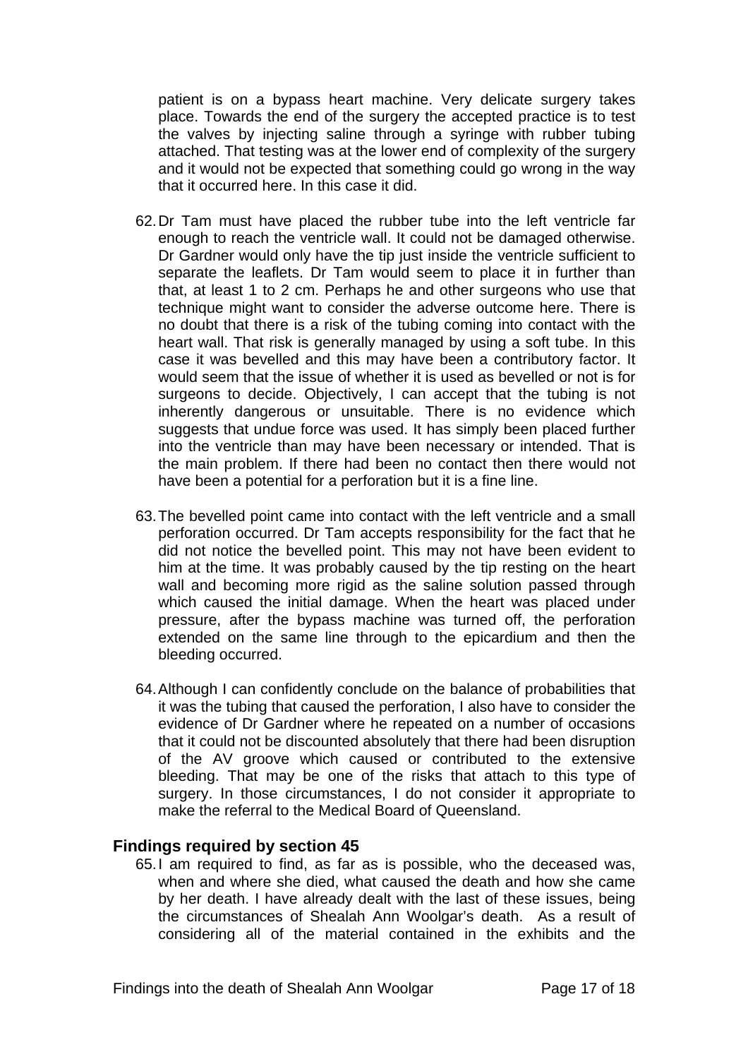patient is on a bypass heart machine. Very delicate surgery takes place. Towards the end of the surgery the accepted practice is to test the valves by injecting saline through a syringe with rubber tubing attached. That testing was at the lower end of complexity of the surgery and it would not be expected that something could go wrong in the way that it occurred here. In this case it did.

62. Dr Tam must have placed the rubber tube into the left ventricle far enough to reach the ventricle wall. It could not be damaged otherwise. Dr Gardner would only have the tip just inside the ventricle sufficient to separate the leaflets. Dr Tam would seem to place it in further than that, at least 1 to 2 cm. Perhaps he and other surgeons who use that technique might want to consider the adverse outcome here. There is no doubt that there is a risk of the tubing coming into contact with the heart wall. That risk is generally managed by using a soft tube. In this case it was bevelled and this may have been a contributory factor. It would seem that the issue of whether it is used as bevelled or not is for surgeons to decide. Objectively, I can accept that the tubing is not inherently dangerous or unsuitable. There is no evidence which suggests that undue force was used. It has simply been placed further into the ventricle than may have been necessary or intended. That is the main problem. If there had been no contact then there would not have been a potential for a perforation but it is a fine line.

63. The bevelled point came into contact with the left ventricle and a small perforation occurred. Dr Tam accepts responsibility for the fact that he did not notice the bevelled point. This may not have been evident to him at the time. It was probably caused by the tip resting on the heart wall and becoming more rigid as the saline solution passed through which caused the initial damage. When the heart was placed under pressure, after the bypass machine was turned off, the perforation extended on the same line through to the epicardium and then the bleeding occurred.

64. Although I can confidently conclude on the balance of probabilities that it was the tubing that caused the perforation, I also have to consider the evidence of Dr Gardner where he repeated on a number of occasions that it could not be discounted absolutely that there had been disruption of the AV groove which caused or contributed to the extensive bleeding. That may be one of the risks that attach to this type of surgery. In those circumstances, I do not consider it appropriate to make the referral to the Medical Board of Queensland.

## Findings required by section 45

65. I am required to find, as far as is possible, who the deceased was, when and where she died, what caused the death and how she came by her death. I have already dealt with the last of these issues, being the circumstances of Shealah Ann Woolgar's death. As a result of considering all of the material contained in the exhibits and the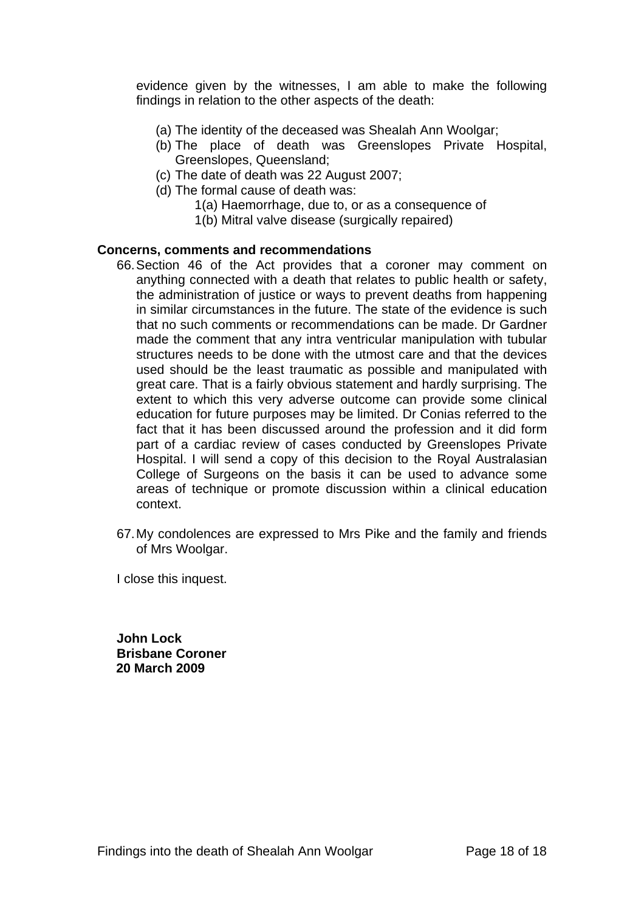evidence given by the witnesses, I am able to make the following findings in relation to the other aspects of the death:

(a) The identity of the deceased was Shealah Ann Woolgar;
(b) The place of death was Greenslopes Private Hospital, Greenslopes, Queensland;
(c) The date of death was 22 August 2007;
(d) The formal cause of death was:
    1(a) Haemorrhage, due to, or as a consequence of
    1(b) Mitral valve disease (surgically repaired)

**Concerns, comments and recommendations**

66. Section 46 of the Act provides that a coroner may comment on anything connected with a death that relates to public health or safety, the administration of justice or ways to prevent deaths from happening in similar circumstances in the future. The state of the evidence is such that no such comments or recommendations can be made. Dr Gardner made the comment that any intra ventricular manipulation with tubular structures needs to be done with the utmost care and that the devices used should be the least traumatic as possible and manipulated with great care. That is a fairly obvious statement and hardly surprising. The extent to which this very adverse outcome can provide some clinical education for future purposes may be limited. Dr Conias referred to the fact that it has been discussed around the profession and it did form part of a cardiac review of cases conducted by Greenslopes Private Hospital. I will send a copy of this decision to the Royal Australasian College of Surgeons on the basis it can be used to advance some areas of technique or promote discussion within a clinical education context.

67. My condolences are expressed to Mrs Pike and the family and friends of Mrs Woolgar.

I close this inquest.

**John Lock**
**Brisbane Coroner**
**20 March 2009**